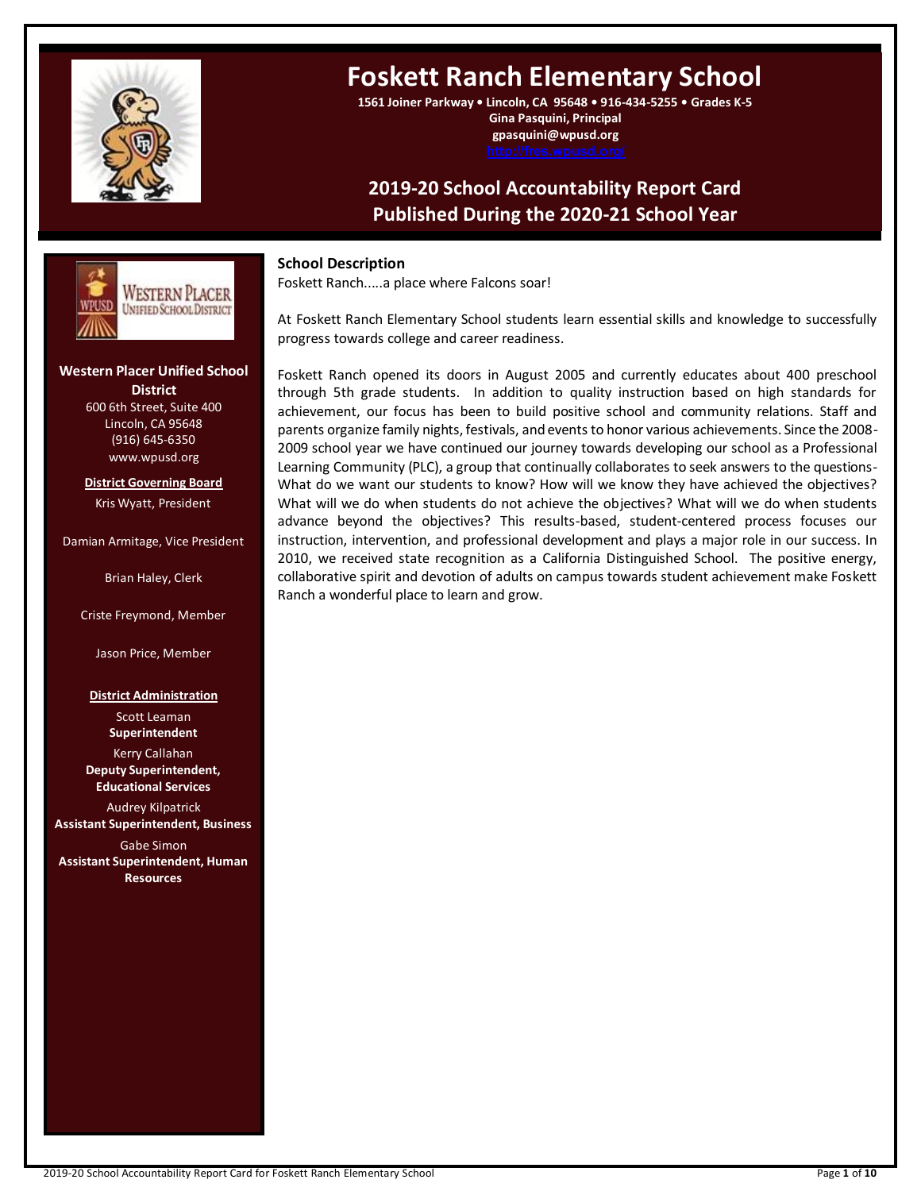# Foskett Ranch Elementary School

**1561 Joiner Parkway • Lincoln, CA 95648 • 916-434-5255 • Grades K-5**
**Gina Pasquini, Principal**
**gpasquini@wpusd.org**
**http://fres.wpusd.org/**

## 2019-20 School Accountability Report Card
## Published During the 2020-21 School Year

**Western Placer Unified School District**
600 6th Street, Suite 400
Lincoln, CA 95648
(916) 645-6350
www.wpusd.org

**District Governing Board**

Kris Wyatt, President

Damian Armitage, Vice President

Brian Haley, Clerk

Criste Freymond, Member

Jason Price, Member

**District Administration**

Scott Leaman
**Superintendent**

Kerry Callahan
**Deputy Superintendent, Educational Services**

Audrey Kilpatrick
**Assistant Superintendent, Business**

Gabe Simon
**Assistant Superintendent, Human Resources**

### School Description

Foskett Ranch.....a place where Falcons soar!

At Foskett Ranch Elementary School students learn essential skills and knowledge to successfully progress towards college and career readiness.

Foskett Ranch opened its doors in August 2005 and currently educates about 400 preschool through 5th grade students. In addition to quality instruction based on high standards for achievement, our focus has been to build positive school and community relations. Staff and parents organize family nights, festivals, and events to honor various achievements. Since the 2008-2009 school year we have continued our journey towards developing our school as a Professional Learning Community (PLC), a group that continually collaborates to seek answers to the questions- What do we want our students to know? How will we know they have achieved the objectives? What will we do when students do not achieve the objectives? What will we do when students advance beyond the objectives? This results-based, student-centered process focuses our instruction, intervention, and professional development and plays a major role in our success. In 2010, we received state recognition as a California Distinguished School. The positive energy, collaborative spirit and devotion of adults on campus towards student achievement make Foskett Ranch a wonderful place to learn and grow.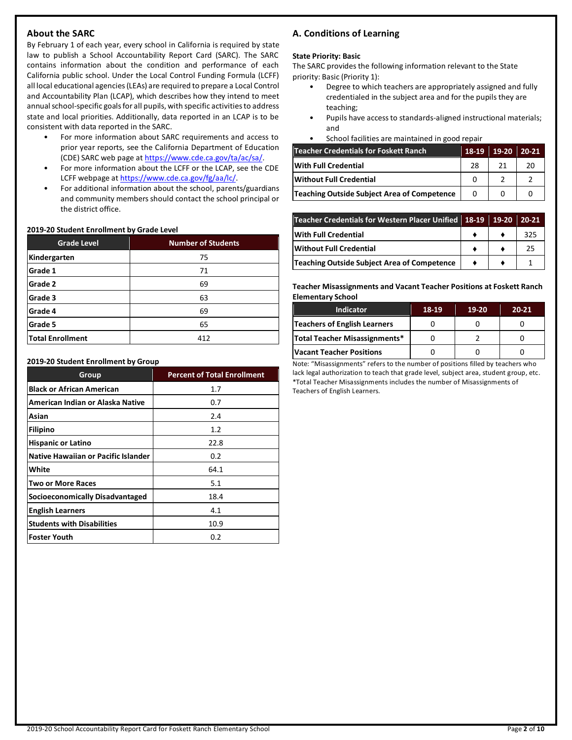## About the SARC

By February 1 of each year, every school in California is required by state law to publish a School Accountability Report Card (SARC). The SARC contains information about the condition and performance of each California public school. Under the Local Control Funding Formula (LCFF) all local educational agencies (LEAs) are required to prepare a Local Control and Accountability Plan (LCAP), which describes how they intend to meet annual school-specific goals for all pupils, with specific activities to address state and local priorities. Additionally, data reported in an LCAP is to be consistent with data reported in the SARC.

- For more information about SARC requirements and access to prior year reports, see the California Department of Education (CDE) SARC web page at https://www.cde.ca.gov/ta/ac/sa/.
- For more information about the LCFF or the LCAP, see the CDE LCFF webpage at https://www.cde.ca.gov/fg/aa/lc/.
- For additional information about the school, parents/guardians and community members should contact the school principal or the district office.

**2019-20 Student Enrollment by Grade Level**

| Grade Level | Number of Students |
|---|---|
| Kindergarten | 75 |
| Grade 1 | 71 |
| Grade 2 | 69 |
| Grade 3 | 63 |
| Grade 4 | 69 |
| Grade 5 | 65 |
| Total Enrollment | 412 |

**2019-20 Student Enrollment by Group**

| Group | Percent of Total Enrollment |
|---|---|
| Black or African American | 1.7 |
| American Indian or Alaska Native | 0.7 |
| Asian | 2.4 |
| Filipino | 1.2 |
| Hispanic or Latino | 22.8 |
| Native Hawaiian or Pacific Islander | 0.2 |
| White | 64.1 |
| Two or More Races | 5.1 |
| Socioeconomically Disadvantaged | 18.4 |
| English Learners | 4.1 |
| Students with Disabilities | 10.9 |
| Foster Youth | 0.2 |

## A. Conditions of Learning

**State Priority: Basic**

The SARC provides the following information relevant to the State priority: Basic (Priority 1):

- Degree to which teachers are appropriately assigned and fully credentialed in the subject area and for the pupils they are teaching;
- Pupils have access to standards-aligned instructional materials; and
- School facilities are maintained in good repair

| Teacher Credentials for Foskett Ranch | 18-19 | 19-20 | 20-21 |
|---|---|---|---|
| With Full Credential | 28 | 21 | 20 |
| Without Full Credential | 0 | 2 | 2 |
| Teaching Outside Subject Area of Competence | 0 | 0 | 0 |

| Teacher Credentials for Western Placer Unified | 18-19 | 19-20 | 20-21 |
|---|---|---|---|
| With Full Credential | ♦ | ♦ | 325 |
| Without Full Credential | ♦ | ♦ | 25 |
| Teaching Outside Subject Area of Competence | ♦ | ♦ | 1 |

**Teacher Misassignments and Vacant Teacher Positions at Foskett Ranch Elementary School**

| Indicator | 18-19 | 19-20 | 20-21 |
|---|---|---|---|
| Teachers of English Learners | 0 | 0 | 0 |
| Total Teacher Misassignments* | 0 | 2 | 0 |
| Vacant Teacher Positions | 0 | 0 | 0 |

Note: "Misassignments" refers to the number of positions filled by teachers who lack legal authorization to teach that grade level, subject area, student group, etc.
*Total Teacher Misassignments includes the number of Misassignments of Teachers of English Learners.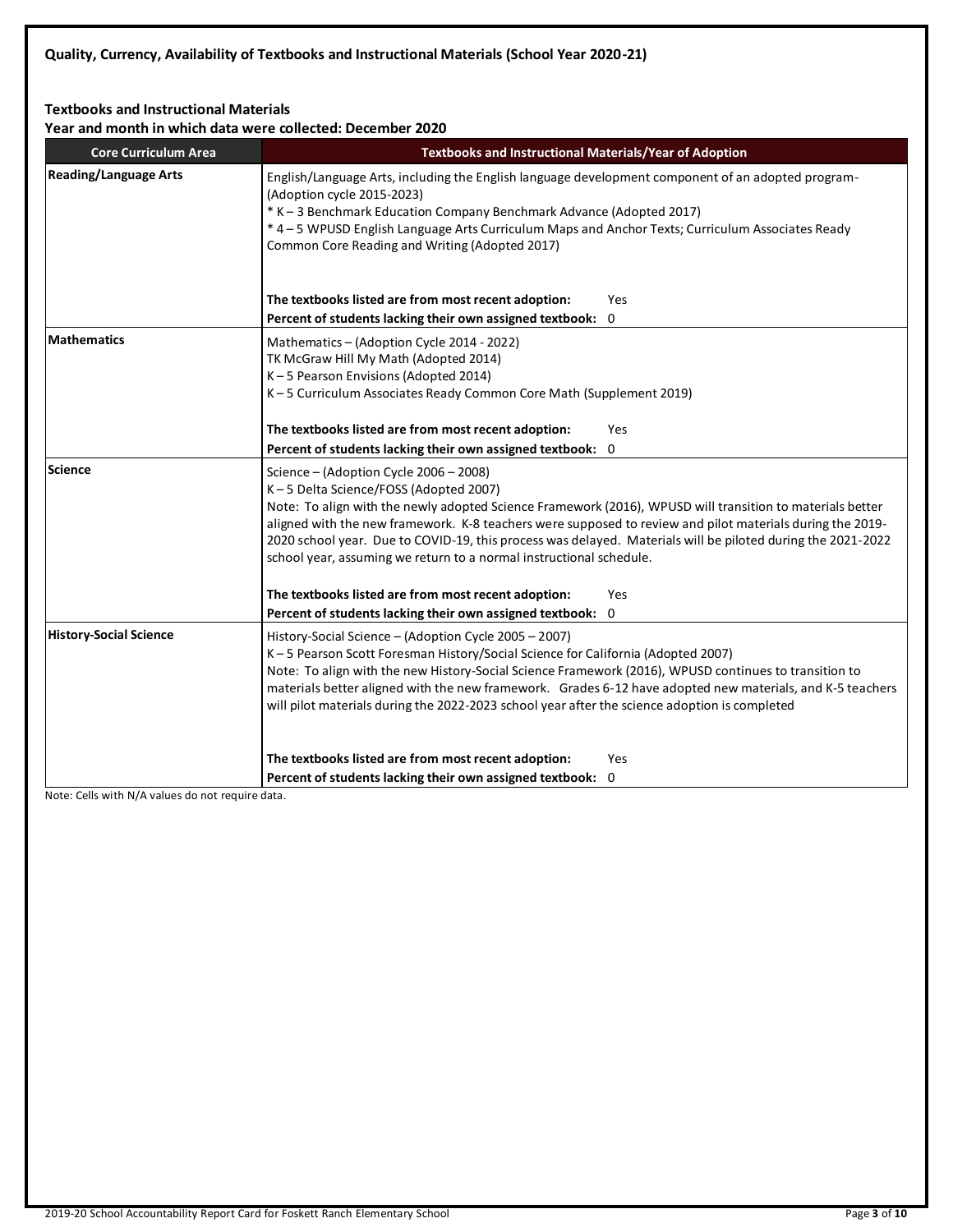**Quality, Currency, Availability of Textbooks and Instructional Materials (School Year 2020-21)**

**Textbooks and Instructional Materials**
**Year and month in which data were collected: December 2020**

| Core Curriculum Area | Textbooks and Instructional Materials/Year of Adoption |
|---|---|
| **Reading/Language Arts** | English/Language Arts, including the English language development component of an adopted program- (Adoption cycle 2015-2023)<br>* K – 3 Benchmark Education Company Benchmark Advance (Adopted 2017)<br>* 4 – 5 WPUSD English Language Arts Curriculum Maps and Anchor Texts; Curriculum Associates Ready Common Core Reading and Writing (Adopted 2017)<br><br>**The textbooks listed are from most recent adoption:** Yes<br>**Percent of students lacking their own assigned textbook:** 0 |
| **Mathematics** | Mathematics – (Adoption Cycle 2014 - 2022)<br>TK McGraw Hill My Math (Adopted 2014)<br>K – 5 Pearson Envisions (Adopted 2014)<br>K – 5 Curriculum Associates Ready Common Core Math (Supplement 2019)<br><br>**The textbooks listed are from most recent adoption:** Yes<br>**Percent of students lacking their own assigned textbook:** 0 |
| **Science** | Science – (Adoption Cycle 2006 – 2008)<br>K – 5 Delta Science/FOSS (Adopted 2007)<br>Note: To align with the newly adopted Science Framework (2016), WPUSD will transition to materials better aligned with the new framework. K-8 teachers were supposed to review and pilot materials during the 2019-2020 school year. Due to COVID-19, this process was delayed. Materials will be piloted during the 2021-2022 school year, assuming we return to a normal instructional schedule.<br><br>**The textbooks listed are from most recent adoption:** Yes<br>**Percent of students lacking their own assigned textbook:** 0 |
| **History-Social Science** | History-Social Science – (Adoption Cycle 2005 – 2007)<br>K – 5 Pearson Scott Foresman History/Social Science for California (Adopted 2007)<br>Note: To align with the new History-Social Science Framework (2016), WPUSD continues to transition to materials better aligned with the new framework. Grades 6-12 have adopted new materials, and K-5 teachers will pilot materials during the 2022-2023 school year after the science adoption is completed<br><br>**The textbooks listed are from most recent adoption:** Yes<br>**Percent of students lacking their own assigned textbook:** 0 |

Note: Cells with N/A values do not require data.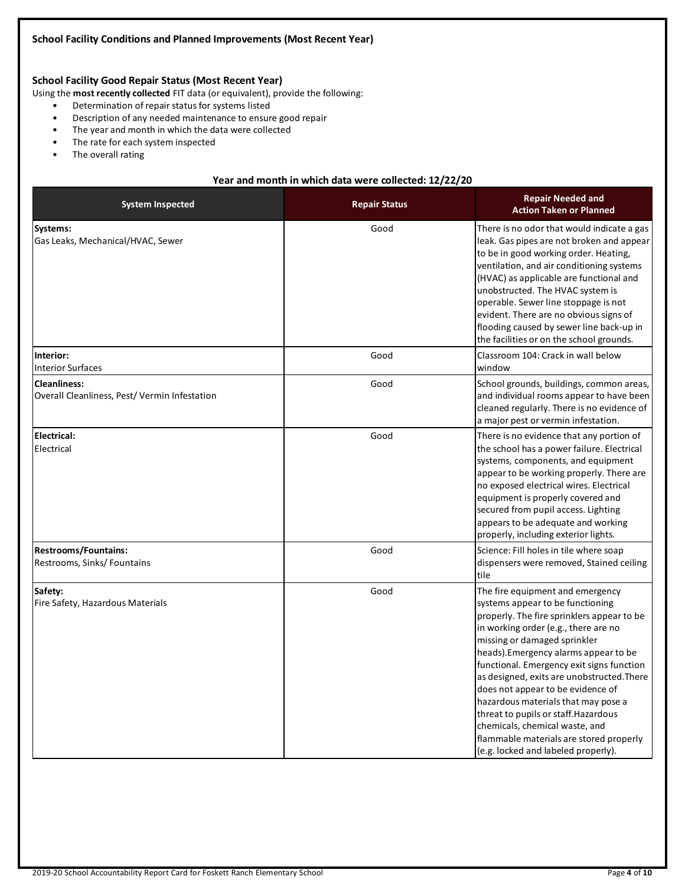### School Facility Conditions and Planned Improvements (Most Recent Year)

### School Facility Good Repair Status (Most Recent Year)

Using the **most recently collected** FIT data (or equivalent), provide the following:

- Determination of repair status for systems listed
- Description of any needed maintenance to ensure good repair
- The year and month in which the data were collected
- The rate for each system inspected
- The overall rating

**Year and month in which data were collected: 12/22/20**

| System Inspected | Repair Status | Repair Needed and Action Taken or Planned |
|---|---|---|
| **Systems:** Gas Leaks, Mechanical/HVAC, Sewer | Good | There is no odor that would indicate a gas leak. Gas pipes are not broken and appear to be in good working order. Heating, ventilation, and air conditioning systems (HVAC) as applicable are functional and unobstructed. The HVAC system is operable. Sewer line stoppage is not evident. There are no obvious signs of flooding caused by sewer line back-up in the facilities or on the school grounds. |
| **Interior:** Interior Surfaces | Good | Classroom 104: Crack in wall below window |
| **Cleanliness:** Overall Cleanliness, Pest/ Vermin Infestation | Good | School grounds, buildings, common areas, and individual rooms appear to have been cleaned regularly. There is no evidence of a major pest or vermin infestation. |
| **Electrical:** Electrical | Good | There is no evidence that any portion of the school has a power failure. Electrical systems, components, and equipment appear to be working properly. There are no exposed electrical wires. Electrical equipment is properly covered and secured from pupil access. Lighting appears to be adequate and working properly, including exterior lights. |
| **Restrooms/Fountains:** Restrooms, Sinks/ Fountains | Good | Science: Fill holes in tile where soap dispensers were removed, Stained ceiling tile |
| **Safety:** Fire Safety, Hazardous Materials | Good | The fire equipment and emergency systems appear to be functioning properly. The fire sprinklers appear to be in working order (e.g., there are no missing or damaged sprinkler heads).Emergency alarms appear to be functional. Emergency exit signs function as designed, exits are unobstructed.There does not appear to be evidence of hazardous materials that may pose a threat to pupils or staff.Hazardous chemicals, chemical waste, and flammable materials are stored properly (e.g. locked and labeled properly). |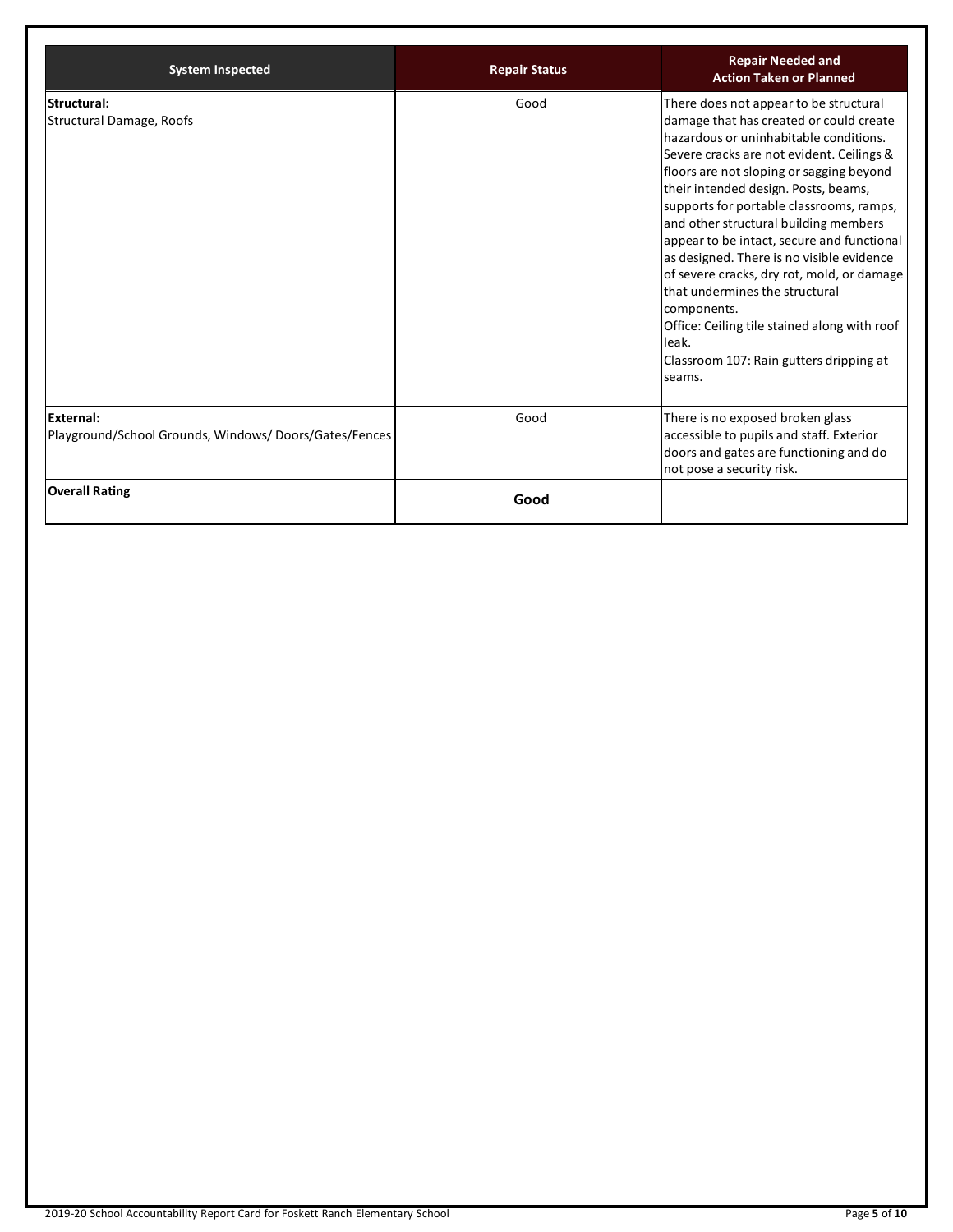| System Inspected | Repair Status | Repair Needed and Action Taken or Planned |
|---|---|---|
| **Structural:** Structural Damage, Roofs | Good | There does not appear to be structural damage that has created or could create hazardous or uninhabitable conditions. Severe cracks are not evident. Ceilings & floors are not sloping or sagging beyond their intended design. Posts, beams, supports for portable classrooms, ramps, and other structural building members appear to be intact, secure and functional as designed. There is no visible evidence of severe cracks, dry rot, mold, or damage that undermines the structural components. Office: Ceiling tile stained along with roof leak. Classroom 107: Rain gutters dripping at seams. |
| **External:** Playground/School Grounds, Windows/ Doors/Gates/Fences | Good | There is no exposed broken glass accessible to pupils and staff. Exterior doors and gates are functioning and do not pose a security risk. |
| **Overall Rating** | **Good** | |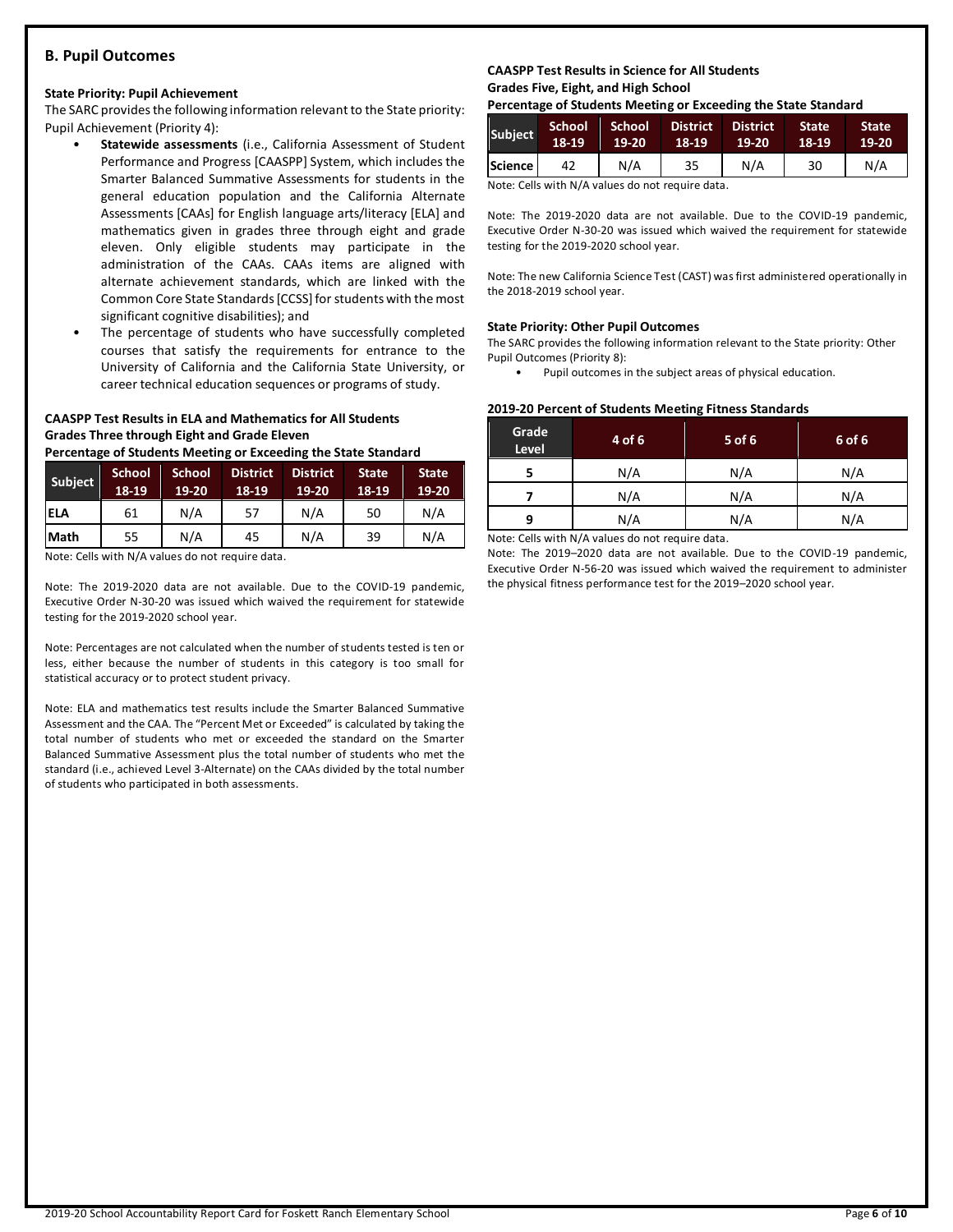## B. Pupil Outcomes

**State Priority: Pupil Achievement**

The SARC provides the following information relevant to the State priority: Pupil Achievement (Priority 4):

- **Statewide assessments** (i.e., California Assessment of Student Performance and Progress [CAASPP] System, which includes the Smarter Balanced Summative Assessments for students in the general education population and the California Alternate Assessments [CAAs] for English language arts/literacy [ELA] and mathematics given in grades three through eight and grade eleven. Only eligible students may participate in the administration of the CAAs. CAAs items are aligned with alternate achievement standards, which are linked with the Common Core State Standards [CCSS] for students with the most significant cognitive disabilities); and
- The percentage of students who have successfully completed courses that satisfy the requirements for entrance to the University of California and the California State University, or career technical education sequences or programs of study.

**CAASPP Test Results in ELA and Mathematics for All Students**
**Grades Three through Eight and Grade Eleven**
**Percentage of Students Meeting or Exceeding the State Standard**

| Subject | School 18-19 | School 19-20 | District 18-19 | District 19-20 | State 18-19 | State 19-20 |
|---|---|---|---|---|---|---|
| ELA | 61 | N/A | 57 | N/A | 50 | N/A |
| Math | 55 | N/A | 45 | N/A | 39 | N/A |

Note: Cells with N/A values do not require data.

Note: The 2019-2020 data are not available. Due to the COVID-19 pandemic, Executive Order N-30-20 was issued which waived the requirement for statewide testing for the 2019-2020 school year.

Note: Percentages are not calculated when the number of students tested is ten or less, either because the number of students in this category is too small for statistical accuracy or to protect student privacy.

Note: ELA and mathematics test results include the Smarter Balanced Summative Assessment and the CAA. The "Percent Met or Exceeded" is calculated by taking the total number of students who met or exceeded the standard on the Smarter Balanced Summative Assessment plus the total number of students who met the standard (i.e., achieved Level 3-Alternate) on the CAAs divided by the total number of students who participated in both assessments.

**CAASPP Test Results in Science for All Students**
**Grades Five, Eight, and High School**
**Percentage of Students Meeting or Exceeding the State Standard**

| Subject | School 18-19 | School 19-20 | District 18-19 | District 19-20 | State 18-19 | State 19-20 |
|---|---|---|---|---|---|---|
| Science | 42 | N/A | 35 | N/A | 30 | N/A |

Note: Cells with N/A values do not require data.

Note: The 2019-2020 data are not available. Due to the COVID-19 pandemic, Executive Order N-30-20 was issued which waived the requirement for statewide testing for the 2019-2020 school year.

Note: The new California Science Test (CAST) was first administered operationally in the 2018-2019 school year.

**State Priority: Other Pupil Outcomes**

The SARC provides the following information relevant to the State priority: Other Pupil Outcomes (Priority 8):

- Pupil outcomes in the subject areas of physical education.

**2019-20 Percent of Students Meeting Fitness Standards**

| Grade Level | 4 of 6 | 5 of 6 | 6 of 6 |
|---|---|---|---|
| 5 | N/A | N/A | N/A |
| 7 | N/A | N/A | N/A |
| 9 | N/A | N/A | N/A |

Note: Cells with N/A values do not require data.

Note: The 2019–2020 data are not available. Due to the COVID-19 pandemic, Executive Order N-56-20 was issued which waived the requirement to administer the physical fitness performance test for the 2019–2020 school year.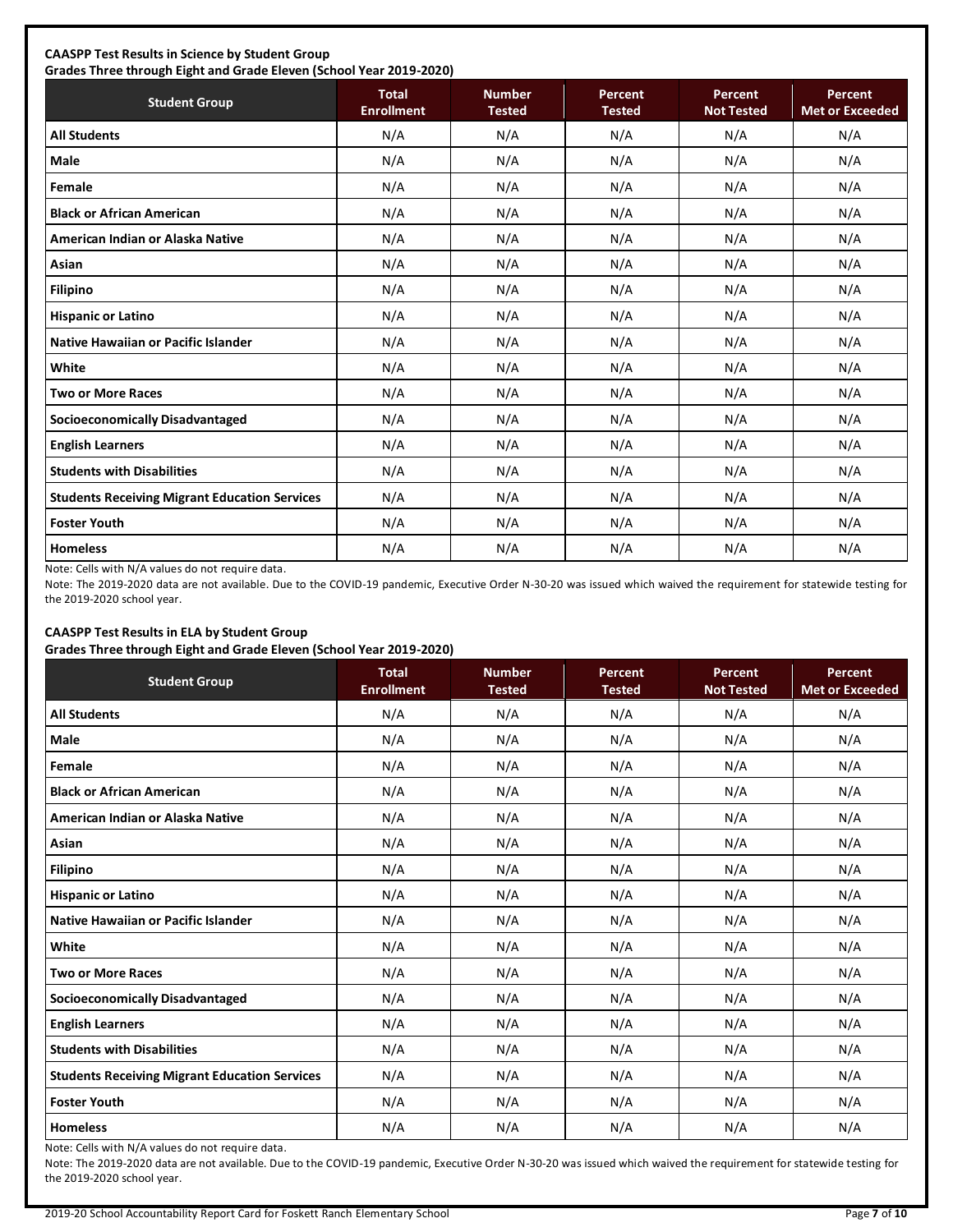**CAASPP Test Results in Science by Student Group**
**Grades Three through Eight and Grade Eleven (School Year 2019-2020)**

| Student Group | Total Enrollment | Number Tested | Percent Tested | Percent Not Tested | Percent Met or Exceeded |
|---|---|---|---|---|---|
| **All Students** | N/A | N/A | N/A | N/A | N/A |
| **Male** | N/A | N/A | N/A | N/A | N/A |
| **Female** | N/A | N/A | N/A | N/A | N/A |
| **Black or African American** | N/A | N/A | N/A | N/A | N/A |
| **American Indian or Alaska Native** | N/A | N/A | N/A | N/A | N/A |
| **Asian** | N/A | N/A | N/A | N/A | N/A |
| **Filipino** | N/A | N/A | N/A | N/A | N/A |
| **Hispanic or Latino** | N/A | N/A | N/A | N/A | N/A |
| **Native Hawaiian or Pacific Islander** | N/A | N/A | N/A | N/A | N/A |
| **White** | N/A | N/A | N/A | N/A | N/A |
| **Two or More Races** | N/A | N/A | N/A | N/A | N/A |
| **Socioeconomically Disadvantaged** | N/A | N/A | N/A | N/A | N/A |
| **English Learners** | N/A | N/A | N/A | N/A | N/A |
| **Students with Disabilities** | N/A | N/A | N/A | N/A | N/A |
| **Students Receiving Migrant Education Services** | N/A | N/A | N/A | N/A | N/A |
| **Foster Youth** | N/A | N/A | N/A | N/A | N/A |
| **Homeless** | N/A | N/A | N/A | N/A | N/A |

Note: Cells with N/A values do not require data.

Note: The 2019-2020 data are not available. Due to the COVID-19 pandemic, Executive Order N-30-20 was issued which waived the requirement for statewide testing for the 2019-2020 school year.

**CAASPP Test Results in ELA by Student Group**
**Grades Three through Eight and Grade Eleven (School Year 2019-2020)**

| Student Group | Total Enrollment | Number Tested | Percent Tested | Percent Not Tested | Percent Met or Exceeded |
|---|---|---|---|---|---|
| **All Students** | N/A | N/A | N/A | N/A | N/A |
| **Male** | N/A | N/A | N/A | N/A | N/A |
| **Female** | N/A | N/A | N/A | N/A | N/A |
| **Black or African American** | N/A | N/A | N/A | N/A | N/A |
| **American Indian or Alaska Native** | N/A | N/A | N/A | N/A | N/A |
| **Asian** | N/A | N/A | N/A | N/A | N/A |
| **Filipino** | N/A | N/A | N/A | N/A | N/A |
| **Hispanic or Latino** | N/A | N/A | N/A | N/A | N/A |
| **Native Hawaiian or Pacific Islander** | N/A | N/A | N/A | N/A | N/A |
| **White** | N/A | N/A | N/A | N/A | N/A |
| **Two or More Races** | N/A | N/A | N/A | N/A | N/A |
| **Socioeconomically Disadvantaged** | N/A | N/A | N/A | N/A | N/A |
| **English Learners** | N/A | N/A | N/A | N/A | N/A |
| **Students with Disabilities** | N/A | N/A | N/A | N/A | N/A |
| **Students Receiving Migrant Education Services** | N/A | N/A | N/A | N/A | N/A |
| **Foster Youth** | N/A | N/A | N/A | N/A | N/A |
| **Homeless** | N/A | N/A | N/A | N/A | N/A |

Note: Cells with N/A values do not require data.

Note: The 2019-2020 data are not available. Due to the COVID-19 pandemic, Executive Order N-30-20 was issued which waived the requirement for statewide testing for the 2019-2020 school year.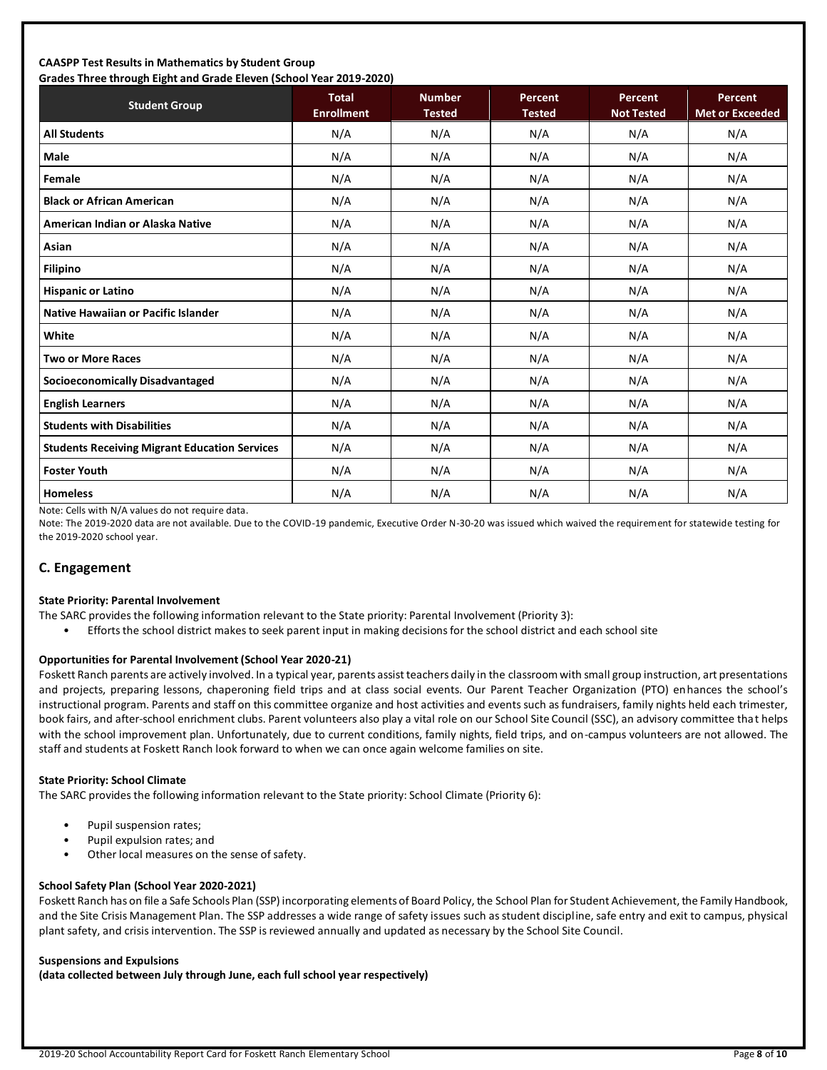**CAASPP Test Results in Mathematics by Student Group**
**Grades Three through Eight and Grade Eleven (School Year 2019-2020)**

| Student Group | Total Enrollment | Number Tested | Percent Tested | Percent Not Tested | Percent Met or Exceeded |
|---|---|---|---|---|---|
| **All Students** | N/A | N/A | N/A | N/A | N/A |
| **Male** | N/A | N/A | N/A | N/A | N/A |
| **Female** | N/A | N/A | N/A | N/A | N/A |
| **Black or African American** | N/A | N/A | N/A | N/A | N/A |
| **American Indian or Alaska Native** | N/A | N/A | N/A | N/A | N/A |
| **Asian** | N/A | N/A | N/A | N/A | N/A |
| **Filipino** | N/A | N/A | N/A | N/A | N/A |
| **Hispanic or Latino** | N/A | N/A | N/A | N/A | N/A |
| **Native Hawaiian or Pacific Islander** | N/A | N/A | N/A | N/A | N/A |
| **White** | N/A | N/A | N/A | N/A | N/A |
| **Two or More Races** | N/A | N/A | N/A | N/A | N/A |
| **Socioeconomically Disadvantaged** | N/A | N/A | N/A | N/A | N/A |
| **English Learners** | N/A | N/A | N/A | N/A | N/A |
| **Students with Disabilities** | N/A | N/A | N/A | N/A | N/A |
| **Students Receiving Migrant Education Services** | N/A | N/A | N/A | N/A | N/A |
| **Foster Youth** | N/A | N/A | N/A | N/A | N/A |
| **Homeless** | N/A | N/A | N/A | N/A | N/A |

Note: Cells with N/A values do not require data.

Note: The 2019-2020 data are not available. Due to the COVID-19 pandemic, Executive Order N-30-20 was issued which waived the requirement for statewide testing for the 2019-2020 school year.

## C. Engagement

**State Priority: Parental Involvement**

The SARC provides the following information relevant to the State priority: Parental Involvement (Priority 3):

- Efforts the school district makes to seek parent input in making decisions for the school district and each school site

**Opportunities for Parental Involvement (School Year 2020-21)**

Foskett Ranch parents are actively involved. In a typical year, parents assist teachers daily in the classroom with small group instruction, art presentations and projects, preparing lessons, chaperoning field trips and at class social events. Our Parent Teacher Organization (PTO) enhances the school's instructional program. Parents and staff on this committee organize and host activities and events such as fundraisers, family nights held each trimester, book fairs, and after-school enrichment clubs. Parent volunteers also play a vital role on our School Site Council (SSC), an advisory committee that helps with the school improvement plan. Unfortunately, due to current conditions, family nights, field trips, and on-campus volunteers are not allowed. The staff and students at Foskett Ranch look forward to when we can once again welcome families on site.

**State Priority: School Climate**

The SARC provides the following information relevant to the State priority: School Climate (Priority 6):

- Pupil suspension rates;
- Pupil expulsion rates; and
- Other local measures on the sense of safety.

**School Safety Plan (School Year 2020-2021)**

Foskett Ranch has on file a Safe Schools Plan (SSP) incorporating elements of Board Policy, the School Plan for Student Achievement, the Family Handbook, and the Site Crisis Management Plan. The SSP addresses a wide range of safety issues such as student discipline, safe entry and exit to campus, physical plant safety, and crisis intervention. The SSP is reviewed annually and updated as necessary by the School Site Council.

**Suspensions and Expulsions**
**(data collected between July through June, each full school year respectively)**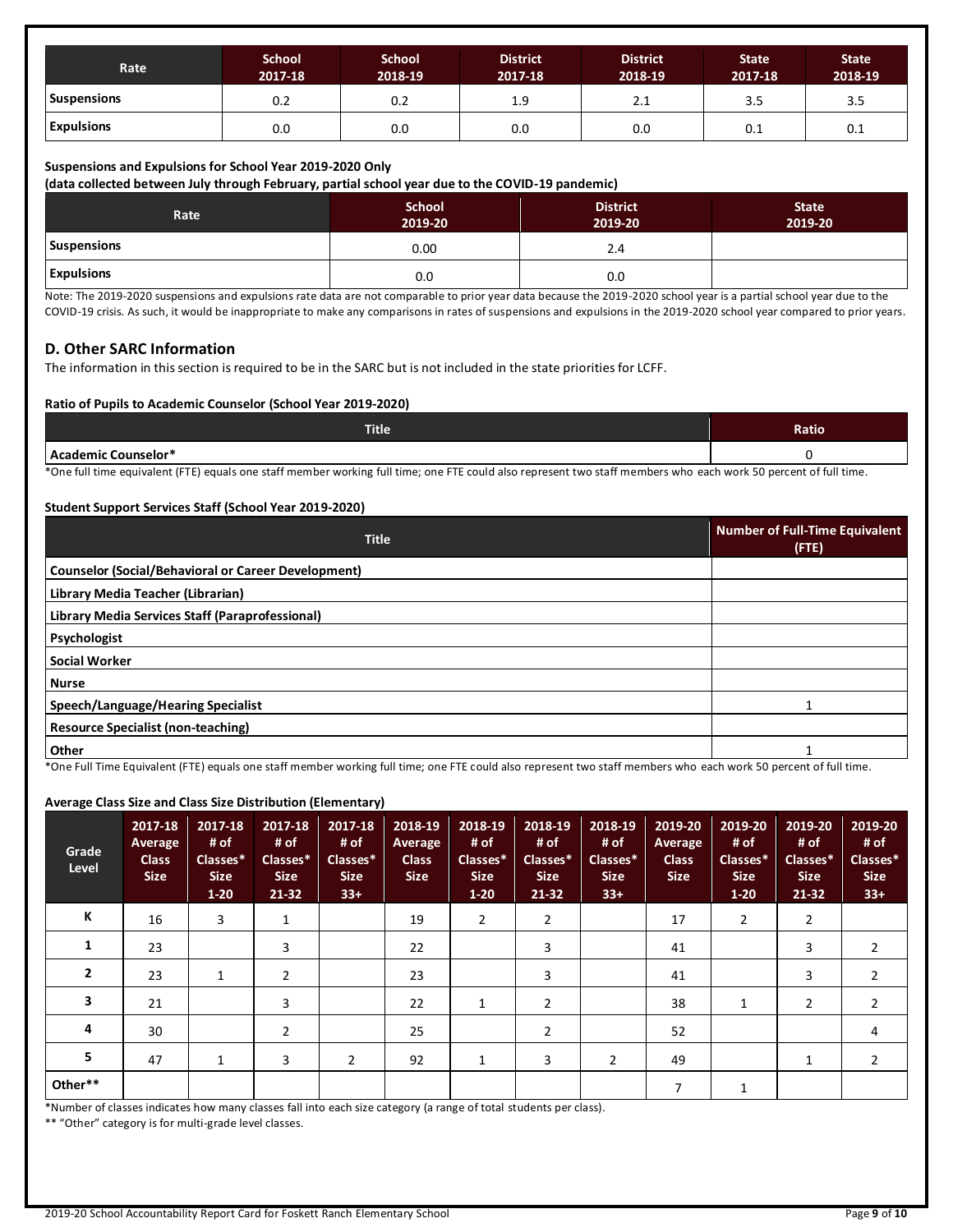| Rate | School 2017-18 | School 2018-19 | District 2017-18 | District 2018-19 | State 2017-18 | State 2018-19 |
|---|---|---|---|---|---|---|
| **Suspensions** | 0.2 | 0.2 | 1.9 | 2.1 | 3.5 | 3.5 |
| **Expulsions** | 0.0 | 0.0 | 0.0 | 0.0 | 0.1 | 0.1 |

**Suspensions and Expulsions for School Year 2019-2020 Only**
**(data collected between July through February, partial school year due to the COVID-19 pandemic)**

| Rate | School 2019-20 | District 2019-20 | State 2019-20 |
|---|---|---|---|
| **Suspensions** | 0.00 | 2.4 | |
| **Expulsions** | 0.0 | 0.0 | |

Note: The 2019-2020 suspensions and expulsions rate data are not comparable to prior year data because the 2019-2020 school year is a partial school year due to the COVID-19 crisis. As such, it would be inappropriate to make any comparisons in rates of suspensions and expulsions in the 2019-2020 school year compared to prior years.

## D. Other SARC Information

The information in this section is required to be in the SARC but is not included in the state priorities for LCFF.

**Ratio of Pupils to Academic Counselor (School Year 2019-2020)**

| Title | Ratio |
|---|---|
| **Academic Counselor*** | 0 |

*One full time equivalent (FTE) equals one staff member working full time; one FTE could also represent two staff members who each work 50 percent of full time.

**Student Support Services Staff (School Year 2019-2020)**

| Title | Number of Full-Time Equivalent (FTE) |
|---|---|
| **Counselor (Social/Behavioral or Career Development)** | |
| **Library Media Teacher (Librarian)** | |
| **Library Media Services Staff (Paraprofessional)** | |
| **Psychologist** | |
| **Social Worker** | |
| **Nurse** | |
| **Speech/Language/Hearing Specialist** | 1 |
| **Resource Specialist (non-teaching)** | |
| **Other** | 1 |

*One Full Time Equivalent (FTE) equals one staff member working full time; one FTE could also represent two staff members who each work 50 percent of full time.

**Average Class Size and Class Size Distribution (Elementary)**

| Grade Level | 2017-18 Average Class Size | 2017-18 # of Classes* Size 1-20 | 2017-18 # of Classes* Size 21-32 | 2017-18 # of Classes* Size 33+ | 2018-19 Average Class Size | 2018-19 # of Classes* Size 1-20 | 2018-19 # of Classes* Size 21-32 | 2018-19 # of Classes* Size 33+ | 2019-20 Average Class Size | 2019-20 # of Classes* Size 1-20 | 2019-20 # of Classes* Size 21-32 | 2019-20 # of Classes* Size 33+ |
|---|---|---|---|---|---|---|---|---|---|---|---|---|
| **K** | 16 | 3 | 1 | | 19 | 2 | 2 | | 17 | 2 | 2 | |
| **1** | 23 | | 3 | | 22 | | 3 | | 41 | | 3 | 2 |
| **2** | 23 | 1 | 2 | | 23 | | 3 | | 41 | | 3 | 2 |
| **3** | 21 | | 3 | | 22 | 1 | 2 | | 38 | 1 | 2 | 2 |
| **4** | 30 | | 2 | | 25 | | 2 | | 52 | | | 4 |
| **5** | 47 | 1 | 3 | 2 | 92 | 1 | 3 | 2 | 49 | | 1 | 2 |
| **Other**** | | | | | | | | | 7 | 1 | | |

*Number of classes indicates how many classes fall into each size category (a range of total students per class).

** "Other" category is for multi-grade level classes.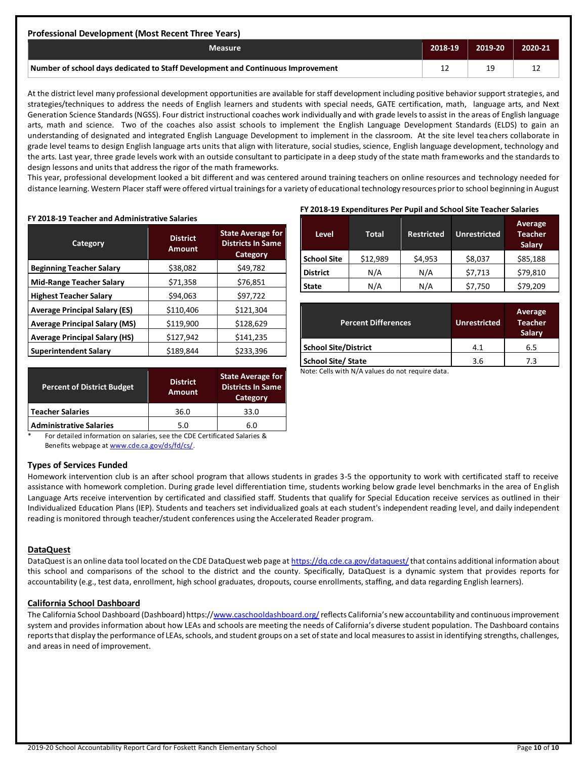**Professional Development (Most Recent Three Years)**

| Measure | 2018-19 | 2019-20 | 2020-21 |
| --- | --- | --- | --- |
| Number of school days dedicated to Staff Development and Continuous Improvement | 12 | 19 | 12 |

At the district level many professional development opportunities are available for staff development including positive behavior support strategies, and strategies/techniques to address the needs of English learners and students with special needs, GATE certification, math, language arts, and Next Generation Science Standards (NGSS). Four district instructional coaches work individually and with grade levels to assist in the areas of English language arts, math and science. Two of the coaches also assist schools to implement the English Language Development Standards (ELDS) to gain an understanding of designated and integrated English Language Development to implement in the classroom. At the site level teachers collaborate in grade level teams to design English language arts units that align with literature, social studies, science, English language development, technology and the arts. Last year, three grade levels work with an outside consultant to participate in a deep study of the state math frameworks and the standards to design lessons and units that address the rigor of the math frameworks.

This year, professional development looked a bit different and was centered around training teachers on online resources and technology needed for distance learning. Western Placer staff were offered virtual trainings for a variety of educational technology resources prior to school beginning in August

**FY 2018-19 Teacher and Administrative Salaries**

| Category | District Amount | State Average for Districts In Same Category |
| --- | --- | --- |
| Beginning Teacher Salary | $38,082 | $49,782 |
| Mid-Range Teacher Salary | $71,358 | $76,851 |
| Highest Teacher Salary | $94,063 | $97,722 |
| Average Principal Salary (ES) | $110,406 | $121,304 |
| Average Principal Salary (MS) | $119,900 | $128,629 |
| Average Principal Salary (HS) | $127,942 | $141,235 |
| Superintendent Salary | $189,844 | $233,396 |

| Percent of District Budget | District Amount | State Average for Districts In Same Category |
| --- | --- | --- |
| Teacher Salaries | 36.0 | 33.0 |
| Administrative Salaries | 5.0 | 6.0 |

* For detailed information on salaries, see the CDE Certificated Salaries & Benefits webpage at www.cde.ca.gov/ds/fd/cs/.

**FY 2018-19 Expenditures Per Pupil and School Site Teacher Salaries**

| Level | Total | Restricted | Unrestricted | Average Teacher Salary |
| --- | --- | --- | --- | --- |
| School Site | $12,989 | $4,953 | $8,037 | $85,188 |
| District | N/A | N/A | $7,713 | $79,810 |
| State | N/A | N/A | $7,750 | $79,209 |

| Percent Differences | Unrestricted | Average Teacher Salary |
| --- | --- | --- |
| School Site/District | 4.1 | 6.5 |
| School Site/ State | 3.6 | 7.3 |

Note: Cells with N/A values do not require data.

### Types of Services Funded

Homework intervention club is an after school program that allows students in grades 3-5 the opportunity to work with certificated staff to receive assistance with homework completion. During grade level differentiation time, students working below grade level benchmarks in the area of English Language Arts receive intervention by certificated and classified staff. Students that qualify for Special Education receive services as outlined in their Individualized Education Plans (IEP). Students and teachers set individualized goals at each student's independent reading level, and daily independent reading is monitored through teacher/student conferences using the Accelerated Reader program.

### DataQuest

DataQuest is an online data tool located on the CDE DataQuest web page at https://dq.cde.ca.gov/dataquest/ that contains additional information about this school and comparisons of the school to the district and the county. Specifically, DataQuest is a dynamic system that provides reports for accountability (e.g., test data, enrollment, high school graduates, dropouts, course enrollments, staffing, and data regarding English learners).

### California School Dashboard

The California School Dashboard (Dashboard) https://www.caschooldashboard.org/ reflects California's new accountability and continuous improvement system and provides information about how LEAs and schools are meeting the needs of California's diverse student population. The Dashboard contains reports that display the performance of LEAs, schools, and student groups on a set of state and local measures to assist in identifying strengths, challenges, and areas in need of improvement.